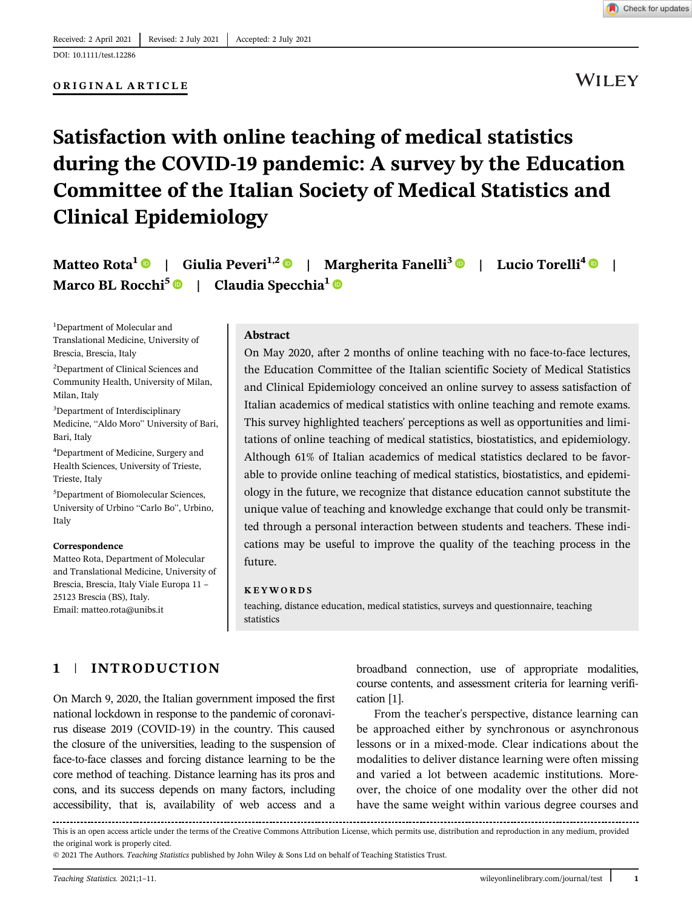Received: 2 April 2021 | Revised: 2 July 2021 | Accepted: 2 July 2021

DOI: 10.1111/test.12286

**ORIGINAL ARTICLE**

# Satisfaction with online teaching of medical statistics during the COVID-19 pandemic: A survey by the Education Committee of the Italian Society of Medical Statistics and Clinical Epidemiology

**Matteo Rota[1] | Giulia Peveri[1,2] | Margherita Fanelli[3] | Lucio Torelli[4] | Marco BL Rocchi[5] | Claudia Specchia[1]**

[1]Department of Molecular and Translational Medicine, University of Brescia, Brescia, Italy

[2]Department of Clinical Sciences and Community Health, University of Milan, Milan, Italy

[3]Department of Interdisciplinary Medicine, "Aldo Moro" University of Bari, Bari, Italy

[4]Department of Medicine, Surgery and Health Sciences, University of Trieste, Trieste, Italy

[5]Department of Biomolecular Sciences, University of Urbino "Carlo Bo", Urbino, Italy

**Correspondence**
Matteo Rota, Department of Molecular and Translational Medicine, University of Brescia, Brescia, Italy Viale Europa 11 – 25123 Brescia (BS), Italy.
Email: matteo.rota@unibs.it

## Abstract

On May 2020, after 2 months of online teaching with no face-to-face lectures, the Education Committee of the Italian scientific Society of Medical Statistics and Clinical Epidemiology conceived an online survey to assess satisfaction of Italian academics of medical statistics with online teaching and remote exams. This survey highlighted teachers' perceptions as well as opportunities and limitations of online teaching of medical statistics, biostatistics, and epidemiology. Although 61% of Italian academics of medical statistics declared to be favorable to provide online teaching of medical statistics, biostatistics, and epidemiology in the future, we recognize that distance education cannot substitute the unique value of teaching and knowledge exchange that could only be transmitted through a personal interaction between students and teachers. These indications may be useful to improve the quality of the teaching process in the future.

**KEYWORDS**

teaching, distance education, medical statistics, surveys and questionnaire, teaching statistics

## 1 | INTRODUCTION

On March 9, 2020, the Italian government imposed the first national lockdown in response to the pandemic of coronavirus disease 2019 (COVID-19) in the country. This caused the closure of the universities, leading to the suspension of face-to-face classes and forcing distance learning to be the core method of teaching. Distance learning has its pros and cons, and its success depends on many factors, including accessibility, that is, availability of web access and a broadband connection, use of appropriate modalities, course contents, and assessment criteria for learning verification [1].

From the teacher's perspective, distance learning can be approached either by synchronous or asynchronous lessons or in a mixed-mode. Clear indications about the modalities to deliver distance learning were often missing and varied a lot between academic institutions. Moreover, the choice of one modality over the other did not have the same weight within various degree courses and

This is an open access article under the terms of the Creative Commons Attribution License, which permits use, distribution and reproduction in any medium, provided the original work is properly cited.
© 2021 The Authors. *Teaching Statistics* published by John Wiley & Sons Ltd on behalf of Teaching Statistics Trust.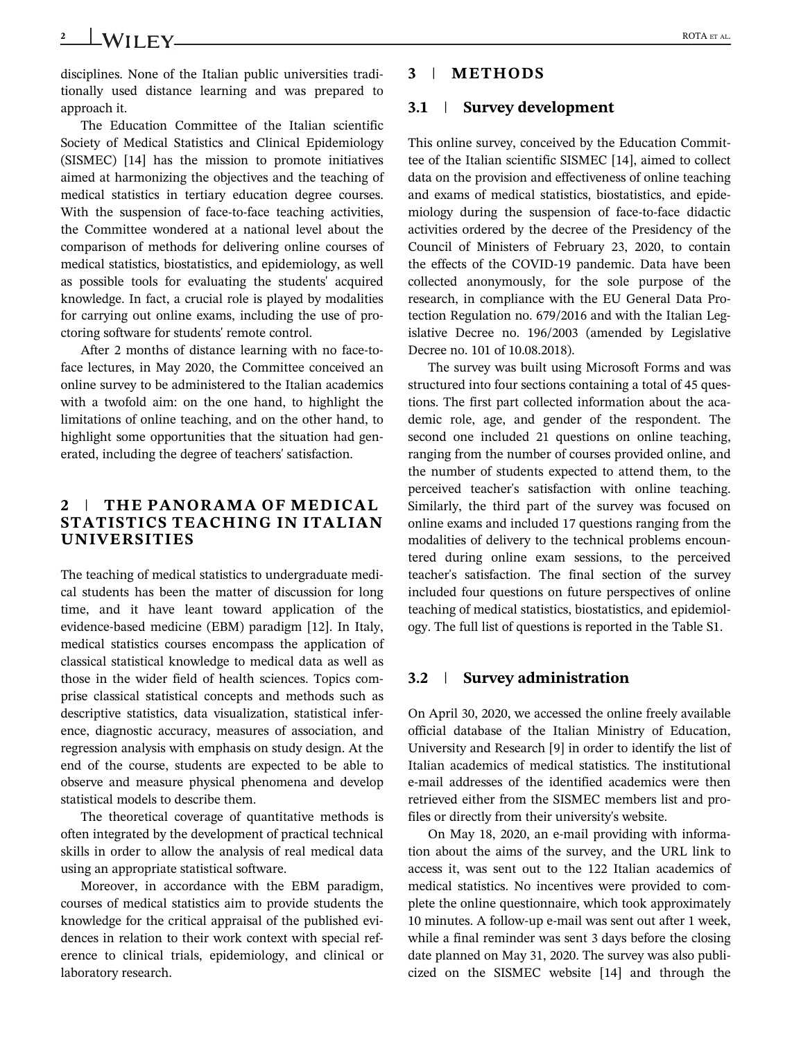disciplines. None of the Italian public universities traditionally used distance learning and was prepared to approach it.

The Education Committee of the Italian scientific Society of Medical Statistics and Clinical Epidemiology (SISMEC) [14] has the mission to promote initiatives aimed at harmonizing the objectives and the teaching of medical statistics in tertiary education degree courses. With the suspension of face-to-face teaching activities, the Committee wondered at a national level about the comparison of methods for delivering online courses of medical statistics, biostatistics, and epidemiology, as well as possible tools for evaluating the students' acquired knowledge. In fact, a crucial role is played by modalities for carrying out online exams, including the use of proctoring software for students' remote control.

After 2 months of distance learning with no face-to-face lectures, in May 2020, the Committee conceived an online survey to be administered to the Italian academics with a twofold aim: on the one hand, to highlight the limitations of online teaching, and on the other hand, to highlight some opportunities that the situation had generated, including the degree of teachers' satisfaction.

## 2 | THE PANORAMA OF MEDICAL STATISTICS TEACHING IN ITALIAN UNIVERSITIES

The teaching of medical statistics to undergraduate medical students has been the matter of discussion for long time, and it have leant toward application of the evidence-based medicine (EBM) paradigm [12]. In Italy, medical statistics courses encompass the application of classical statistical knowledge to medical data as well as those in the wider field of health sciences. Topics comprise classical statistical concepts and methods such as descriptive statistics, data visualization, statistical inference, diagnostic accuracy, measures of association, and regression analysis with emphasis on study design. At the end of the course, students are expected to be able to observe and measure physical phenomena and develop statistical models to describe them.

The theoretical coverage of quantitative methods is often integrated by the development of practical technical skills in order to allow the analysis of real medical data using an appropriate statistical software.

Moreover, in accordance with the EBM paradigm, courses of medical statistics aim to provide students the knowledge for the critical appraisal of the published evidences in relation to their work context with special reference to clinical trials, epidemiology, and clinical or laboratory research.

## 3 | METHODS

### 3.1 | Survey development

This online survey, conceived by the Education Committee of the Italian scientific SISMEC [14], aimed to collect data on the provision and effectiveness of online teaching and exams of medical statistics, biostatistics, and epidemiology during the suspension of face-to-face didactic activities ordered by the decree of the Presidency of the Council of Ministers of February 23, 2020, to contain the effects of the COVID-19 pandemic. Data have been collected anonymously, for the sole purpose of the research, in compliance with the EU General Data Protection Regulation no. 679/2016 and with the Italian Legislative Decree no. 196/2003 (amended by Legislative Decree no. 101 of 10.08.2018).

The survey was built using Microsoft Forms and was structured into four sections containing a total of 45 questions. The first part collected information about the academic role, age, and gender of the respondent. The second one included 21 questions on online teaching, ranging from the number of courses provided online, and the number of students expected to attend them, to the perceived teacher's satisfaction with online teaching. Similarly, the third part of the survey was focused on online exams and included 17 questions ranging from the modalities of delivery to the technical problems encountered during online exam sessions, to the perceived teacher's satisfaction. The final section of the survey included four questions on future perspectives of online teaching of medical statistics, biostatistics, and epidemiology. The full list of questions is reported in the Table S1.

### 3.2 | Survey administration

On April 30, 2020, we accessed the online freely available official database of the Italian Ministry of Education, University and Research [9] in order to identify the list of Italian academics of medical statistics. The institutional e-mail addresses of the identified academics were then retrieved either from the SISMEC members list and profiles or directly from their university's website.

On May 18, 2020, an e-mail providing with information about the aims of the survey, and the URL link to access it, was sent out to the 122 Italian academics of medical statistics. No incentives were provided to complete the online questionnaire, which took approximately 10 minutes. A follow-up e-mail was sent out after 1 week, while a final reminder was sent 3 days before the closing date planned on May 31, 2020. The survey was also publicized on the SISMEC website [14] and through the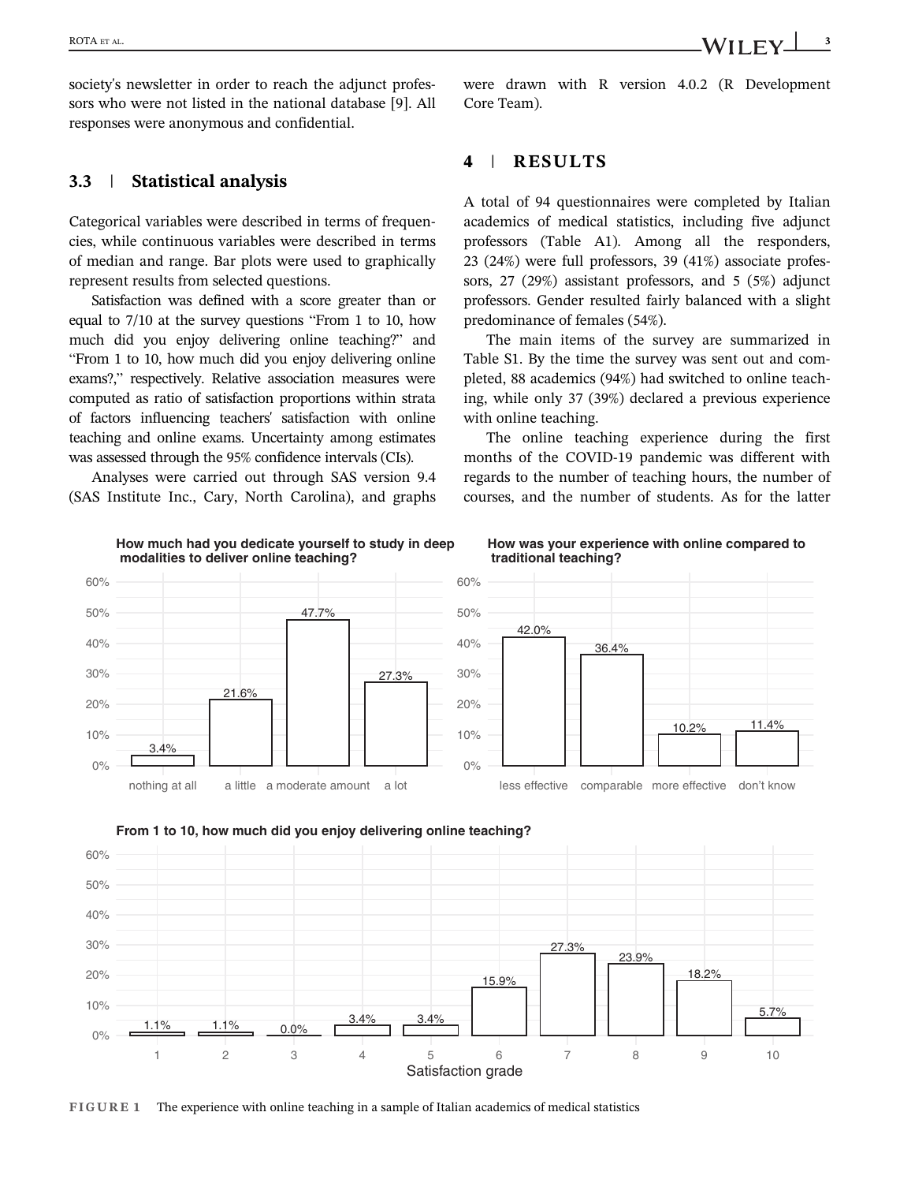society's newsletter in order to reach the adjunct professors who were not listed in the national database [9]. All responses were anonymous and confidential.

### 3.3 | Statistical analysis

Categorical variables were described in terms of frequencies, while continuous variables were described in terms of median and range. Bar plots were used to graphically represent results from selected questions.

Satisfaction was defined with a score greater than or equal to 7/10 at the survey questions "From 1 to 10, how much did you enjoy delivering online teaching?" and "From 1 to 10, how much did you enjoy delivering online exams?," respectively. Relative association measures were computed as ratio of satisfaction proportions within strata of factors influencing teachers' satisfaction with online teaching and online exams. Uncertainty among estimates was assessed through the 95% confidence intervals (CIs).

Analyses were carried out through SAS version 9.4 (SAS Institute Inc., Cary, North Carolina), and graphs were drawn with R version 4.0.2 (R Development Core Team).

## 4 | RESULTS

A total of 94 questionnaires were completed by Italian academics of medical statistics, including five adjunct professors (Table A1). Among all the responders, 23 (24%) were full professors, 39 (41%) associate professors, 27 (29%) assistant professors, and 5 (5%) adjunct professors. Gender resulted fairly balanced with a slight predominance of females (54%).

The main items of the survey are summarized in Table S1. By the time the survey was sent out and completed, 88 academics (94%) had switched to online teaching, while only 37 (39%) declared a previous experience with online teaching.

The online teaching experience during the first months of the COVID-19 pandemic was different with regards to the number of teaching hours, the number of courses, and the number of students. As for the latter

**How much had you dedicate yourself to study in deep modalities to deliver online teaching?**

| nothing at all | a little | a moderate amount | a lot |
|---|---|---|---|
| 3.4% | 21.6% | 47.7% | 27.3% |

**How was your experience with online compared to traditional teaching?**

| less effective | comparable | more effective | don't know |
|---|---|---|---|
| 42.0% | 36.4% | 10.2% | 11.4% |

**From 1 to 10, how much did you enjoy delivering online teaching?**

| Satisfaction grade | 1 | 2 | 3 | 4 | 5 | 6 | 7 | 8 | 9 | 10 |
|---|---|---|---|---|---|---|---|---|---|---|
| % | 1.1% | 1.1% | 0.0% | 3.4% | 3.4% | 15.9% | 27.3% | 23.9% | 18.2% | 5.7% |

**FIGURE 1** The experience with online teaching in a sample of Italian academics of medical statistics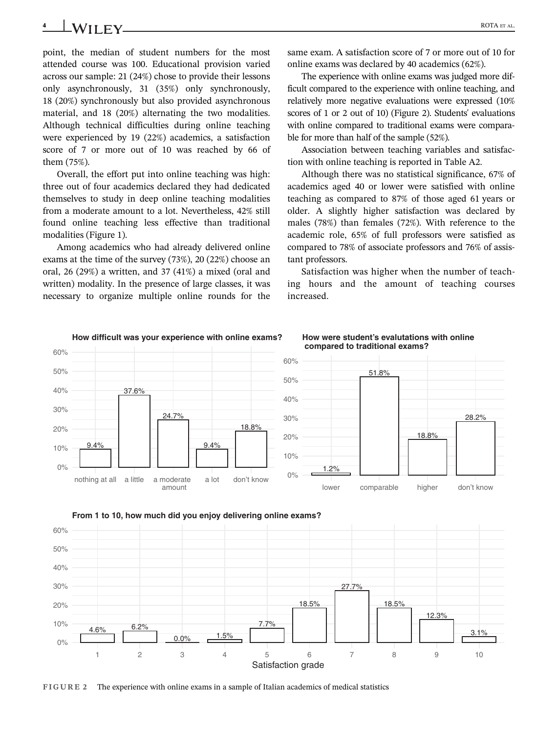point, the median of student numbers for the most attended course was 100. Educational provision varied across our sample: 21 (24%) chose to provide their lessons only asynchronously, 31 (35%) only synchronously, 18 (20%) synchronously but also provided asynchronous material, and 18 (20%) alternating the two modalities. Although technical difficulties during online teaching were experienced by 19 (22%) academics, a satisfaction score of 7 or more out of 10 was reached by 66 of them (75%).

Overall, the effort put into online teaching was high: three out of four academics declared they had dedicated themselves to study in deep online teaching modalities from a moderate amount to a lot. Nevertheless, 42% still found online teaching less effective than traditional modalities (Figure 1).

Among academics who had already delivered online exams at the time of the survey (73%), 20 (22%) choose an oral, 26 (29%) a written, and 37 (41%) a mixed (oral and written) modality. In the presence of large classes, it was necessary to organize multiple online rounds for the same exam. A satisfaction score of 7 or more out of 10 for online exams was declared by 40 academics (62%).

The experience with online exams was judged more difficult compared to the experience with online teaching, and relatively more negative evaluations were expressed (10% scores of 1 or 2 out of 10) (Figure 2). Students' evaluations with online compared to traditional exams were comparable for more than half of the sample (52%).

Association between teaching variables and satisfaction with online teaching is reported in Table A2.

Although there was no statistical significance, 67% of academics aged 40 or lower were satisfied with online teaching as compared to 87% of those aged 61 years or older. A slightly higher satisfaction was declared by males (78%) than females (72%). With reference to the academic role, 65% of full professors were satisfied as compared to 78% of associate professors and 76% of assistant professors.

Satisfaction was higher when the number of teaching hours and the amount of teaching courses increased.

**How difficult was your experience with online exams?**

| nothing at all | a little | a moderate amount | a lot | don't know |
|---|---|---|---|---|
| 9.4% | 37.6% | 24.7% | 9.4% | 18.8% |

**How were student's evalutations with online compared to traditional exams?**

| lower | comparable | higher | don't know |
|---|---|---|---|
| 1.2% | 51.8% | 18.8% | 28.2% |

**From 1 to 10, how much did you enjoy delivering online exams?**

| Satisfaction grade | 1 | 2 | 3 | 4 | 5 | 6 | 7 | 8 | 9 | 10 |
|---|---|---|---|---|---|---|---|---|---|---|
| % | 4.6% | 6.2% | 0.0% | 1.5% | 7.7% | 18.5% | 27.7% | 18.5% | 12.3% | 3.1% |

**FIGURE 2** The experience with online exams in a sample of Italian academics of medical statistics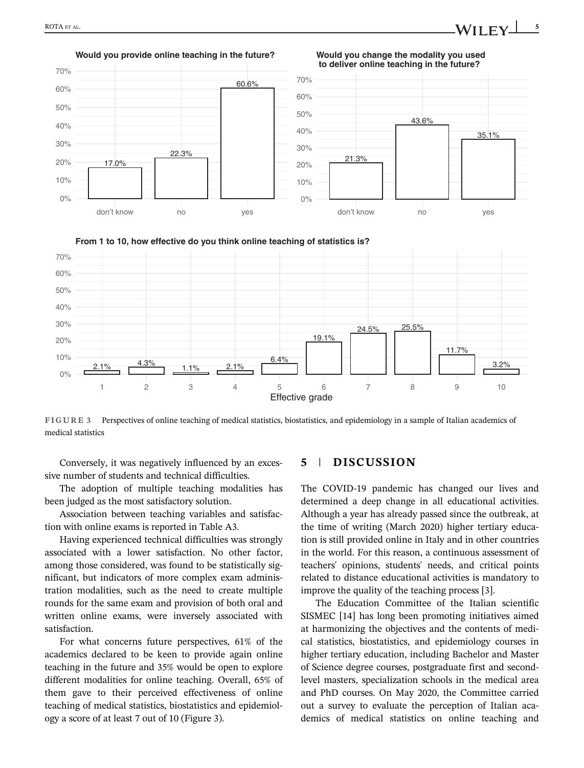**FIGURE 3** Perspectives of online teaching of medical statistics, biostatistics, and epidemiology in a sample of Italian academics of medical statistics

Conversely, it was negatively influenced by an excessive number of students and technical difficulties.

The adoption of multiple teaching modalities has been judged as the most satisfactory solution.

Association between teaching variables and satisfaction with online exams is reported in Table A3.

Having experienced technical difficulties was strongly associated with a lower satisfaction. No other factor, among those considered, was found to be statistically significant, but indicators of more complex exam administration modalities, such as the need to create multiple rounds for the same exam and provision of both oral and written online exams, were inversely associated with satisfaction.

For what concerns future perspectives, 61% of the academics declared to be keen to provide again online teaching in the future and 35% would be open to explore different modalities for online teaching. Overall, 65% of them gave to their perceived effectiveness of online teaching of medical statistics, biostatistics and epidemiology a score of at least 7 out of 10 (Figure 3).

## 5 | DISCUSSION

The COVID-19 pandemic has changed our lives and determined a deep change in all educational activities. Although a year has already passed since the outbreak, at the time of writing (March 2020) higher tertiary education is still provided online in Italy and in other countries in the world. For this reason, a continuous assessment of teachers' opinions, students' needs, and critical points related to distance educational activities is mandatory to improve the quality of the teaching process [3].

The Education Committee of the Italian scientific SISMEC [14] has long been promoting initiatives aimed at harmonizing the objectives and the contents of medical statistics, biostatistics, and epidemiology courses in higher tertiary education, including Bachelor and Master of Science degree courses, postgraduate first and second-level masters, specialization schools in the medical area and PhD courses. On May 2020, the Committee carried out a survey to evaluate the perception of Italian academics of medical statistics on online teaching and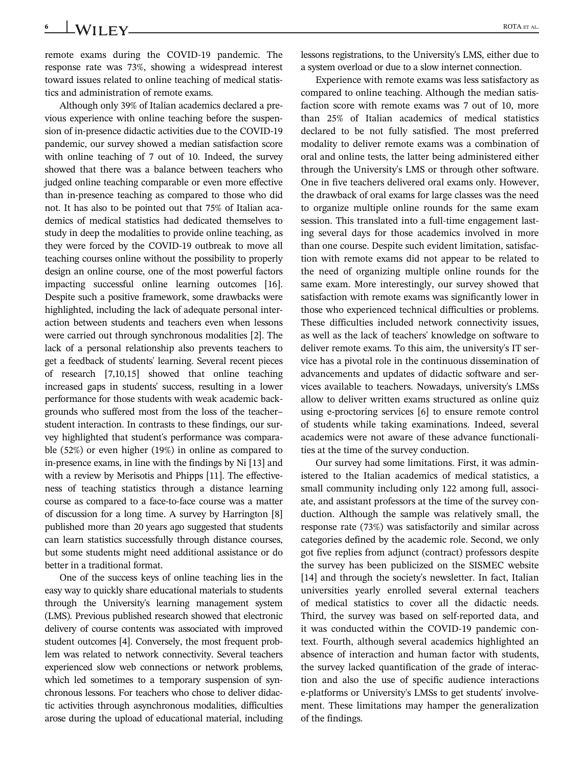remote exams during the COVID-19 pandemic. The response rate was 73%, showing a widespread interest toward issues related to online teaching of medical statistics and administration of remote exams.

Although only 39% of Italian academics declared a previous experience with online teaching before the suspension of in-presence didactic activities due to the COVID-19 pandemic, our survey showed a median satisfaction score with online teaching of 7 out of 10. Indeed, the survey showed that there was a balance between teachers who judged online teaching comparable or even more effective than in-presence teaching as compared to those who did not. It has also to be pointed out that 75% of Italian academics of medical statistics had dedicated themselves to study in deep the modalities to provide online teaching, as they were forced by the COVID-19 outbreak to move all teaching courses online without the possibility to properly design an online course, one of the most powerful factors impacting successful online learning outcomes [16]. Despite such a positive framework, some drawbacks were highlighted, including the lack of adequate personal interaction between students and teachers even when lessons were carried out through synchronous modalities [2]. The lack of a personal relationship also prevents teachers to get a feedback of students' learning. Several recent pieces of research [7,10,15] showed that online teaching increased gaps in students' success, resulting in a lower performance for those students with weak academic backgrounds who suffered most from the loss of the teacher–student interaction. In contrasts to these findings, our survey highlighted that student's performance was comparable (52%) or even higher (19%) in online as compared to in-presence exams, in line with the findings by Ni [13] and with a review by Merisotis and Phipps [11]. The effectiveness of teaching statistics through a distance learning course as compared to a face-to-face course was a matter of discussion for a long time. A survey by Harrington [8] published more than 20 years ago suggested that students can learn statistics successfully through distance courses, but some students might need additional assistance or do better in a traditional format.

One of the success keys of online teaching lies in the easy way to quickly share educational materials to students through the University's learning management system (LMS). Previous published research showed that electronic delivery of course contents was associated with improved student outcomes [4]. Conversely, the most frequent problem was related to network connectivity. Several teachers experienced slow web connections or network problems, which led sometimes to a temporary suspension of synchronous lessons. For teachers who chose to deliver didactic activities through asynchronous modalities, difficulties arose during the upload of educational material, including lessons registrations, to the University's LMS, either due to a system overload or due to a slow internet connection.

Experience with remote exams was less satisfactory as compared to online teaching. Although the median satisfaction score with remote exams was 7 out of 10, more than 25% of Italian academics of medical statistics declared to be not fully satisfied. The most preferred modality to deliver remote exams was a combination of oral and online tests, the latter being administered either through the University's LMS or through other software. One in five teachers delivered oral exams only. However, the drawback of oral exams for large classes was the need to organize multiple online rounds for the same exam session. This translated into a full-time engagement lasting several days for those academics involved in more than one course. Despite such evident limitation, satisfaction with remote exams did not appear to be related to the need of organizing multiple online rounds for the same exam. More interestingly, our survey showed that satisfaction with remote exams was significantly lower in those who experienced technical difficulties or problems. These difficulties included network connectivity issues, as well as the lack of teachers' knowledge on software to deliver remote exams. To this aim, the university's IT service has a pivotal role in the continuous dissemination of advancements and updates of didactic software and services available to teachers. Nowadays, university's LMSs allow to deliver written exams structured as online quiz using e-proctoring services [6] to ensure remote control of students while taking examinations. Indeed, several academics were not aware of these advance functionalities at the time of the survey conduction.

Our survey had some limitations. First, it was administered to the Italian academics of medical statistics, a small community including only 122 among full, associate, and assistant professors at the time of the survey conduction. Although the sample was relatively small, the response rate (73%) was satisfactorily and similar across categories defined by the academic role. Second, we only got five replies from adjunct (contract) professors despite the survey has been publicized on the SISMEC website [14] and through the society's newsletter. In fact, Italian universities yearly enrolled several external teachers of medical statistics to cover all the didactic needs. Third, the survey was based on self-reported data, and it was conducted within the COVID-19 pandemic context. Fourth, although several academics highlighted an absence of interaction and human factor with students, the survey lacked quantification of the grade of interaction and also the use of specific audience interactions e-platforms or University's LMSs to get students' involvement. These limitations may hamper the generalization of the findings.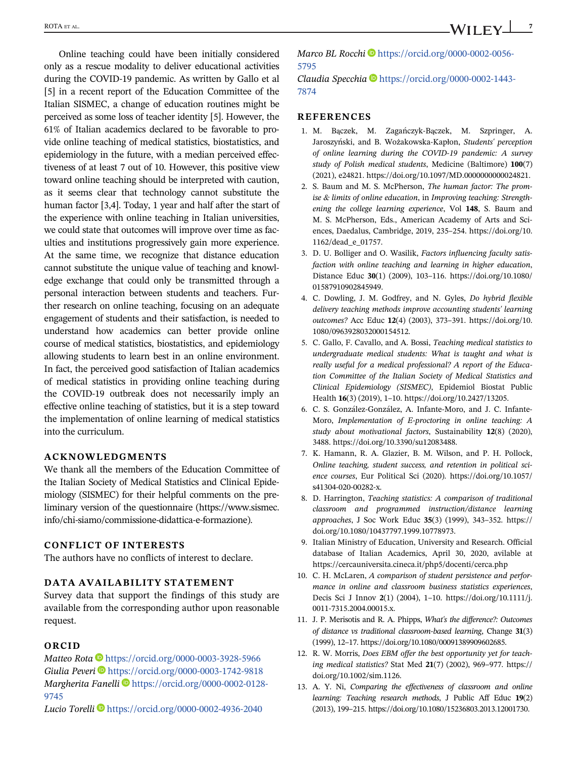Online teaching could have been initially considered only as a rescue modality to deliver educational activities during the COVID-19 pandemic. As written by Gallo et al [5] in a recent report of the Education Committee of the Italian SISMEC, a change of education routines might be perceived as some loss of teacher identity [5]. However, the 61% of Italian academics declared to be favorable to provide online teaching of medical statistics, biostatistics, and epidemiology in the future, with a median perceived effectiveness of at least 7 out of 10. However, this positive view toward online teaching should be interpreted with caution, as it seems clear that technology cannot substitute the human factor [3,4]. Today, 1 year and half after the start of the experience with online teaching in Italian universities, we could state that outcomes will improve over time as faculties and institutions progressively gain more experience. At the same time, we recognize that distance education cannot substitute the unique value of teaching and knowledge exchange that could only be transmitted through a personal interaction between students and teachers. Further research on online teaching, focusing on an adequate engagement of students and their satisfaction, is needed to understand how academics can better provide online course of medical statistics, biostatistics, and epidemiology allowing students to learn best in an online environment. In fact, the perceived good satisfaction of Italian academics of medical statistics in providing online teaching during the COVID-19 outbreak does not necessarily imply an effective online teaching of statistics, but it is a step toward the implementation of online learning of medical statistics into the curriculum.

## ACKNOWLEDGMENTS

We thank all the members of the Education Committee of the Italian Society of Medical Statistics and Clinical Epidemiology (SISMEC) for their helpful comments on the preliminary version of the questionnaire (https://www.sismec.info/chi-siamo/commissione-didattica-e-formazione).

## CONFLICT OF INTERESTS

The authors have no conflicts of interest to declare.

## DATA AVAILABILITY STATEMENT

Survey data that support the findings of this study are available from the corresponding author upon reasonable request.

## ORCID

*Matteo Rota* https://orcid.org/0000-0003-3928-5966
*Giulia Peveri* https://orcid.org/0000-0003-1742-9818
*Margherita Fanelli* https://orcid.org/0000-0002-0128-9745
*Lucio Torelli* https://orcid.org/0000-0002-4936-2040
*Marco BL Rocchi* https://orcid.org/0000-0002-0056-5795
*Claudia Specchia* https://orcid.org/0000-0002-1443-7874

## REFERENCES

1. M. Bączek, M. Zagańczyk-Bączek, M. Szpringer, A. Jaroszyński, and B. Wożakowska-Kapłon, *Students' perception of online learning during the COVID-19 pandemic: A survey study of Polish medical students*, Medicine (Baltimore) **100**(7) (2021), e24821. https://doi.org/10.1097/MD.0000000000024821.
2. S. Baum and M. S. McPherson, *The human factor: The promise & limits of online education*, in *Improving teaching: Strengthening the college learning experience*, Vol **148**, S. Baum and M. S. McPherson, Eds., American Academy of Arts and Sciences, Daedalus, Cambridge, 2019, 235–254. https://doi.org/10.1162/dead_e_01757.
3. D. U. Bolliger and O. Wasilik, *Factors influencing faculty satisfaction with online teaching and learning in higher education*, Distance Educ **30**(1) (2009), 103–116. https://doi.org/10.1080/01587910902845949.
4. C. Dowling, J. M. Godfrey, and N. Gyles, *Do hybrid flexible delivery teaching methods improve accounting students' learning outcomes?* Acc Educ **12**(4) (2003), 373–391. https://doi.org/10.1080/0963928032000154512.
5. C. Gallo, F. Cavallo, and A. Bossi, *Teaching medical statistics to undergraduate medical students: What is taught and what is really useful for a medical professional? A report of the Education Committee of the Italian Society of Medical Statistics and Clinical Epidemiology (SISMEC)*, Epidemiol Biostat Public Health **16**(3) (2019), 1–10. https://doi.org/10.2427/13205.
6. C. S. González-González, A. Infante-Moro, and J. C. Infante-Moro, *Implementation of E-proctoring in online teaching: A study about motivational factors*, Sustainability **12**(8) (2020), 3488. https://doi.org/10.3390/su12083488.
7. K. Hamann, R. A. Glazier, B. M. Wilson, and P. H. Pollock, *Online teaching, student success, and retention in political science courses*, Eur Political Sci (2020). https://doi.org/10.1057/s41304-020-00282-x.
8. D. Harrington, *Teaching statistics: A comparison of traditional classroom and programmed instruction/distance learning approaches*, J Soc Work Educ **35**(3) (1999), 343–352. https://doi.org/10.1080/10437797.1999.10778973.
9. Italian Ministry of Education, University and Research. Official database of Italian Academics, April 30, 2020, avilable at https://cercauniversita.cineca.it/php5/docenti/cerca.php
10. C. H. McLaren, *A comparison of student persistence and performance in online and classroom business statistics experiences*, Decis Sci J Innov **2**(1) (2004), 1–10. https://doi.org/10.1111/j.0011-7315.2004.00015.x.
11. J. P. Merisotis and R. A. Phipps, *What's the difference?: Outcomes of distance vs traditional classroom-based learning*, Change **31**(3) (1999), 12–17. https://doi.org/10.1080/00091389909602685.
12. R. W. Morris, *Does EBM offer the best opportunity yet for teaching medical statistics?* Stat Med **21**(7) (2002), 969–977. https://doi.org/10.1002/sim.1126.
13. A. Y. Ni, *Comparing the effectiveness of classroom and online learning: Teaching research methods*, J Public Aff Educ **19**(2) (2013), 199–215. https://doi.org/10.1080/15236803.2013.12001730.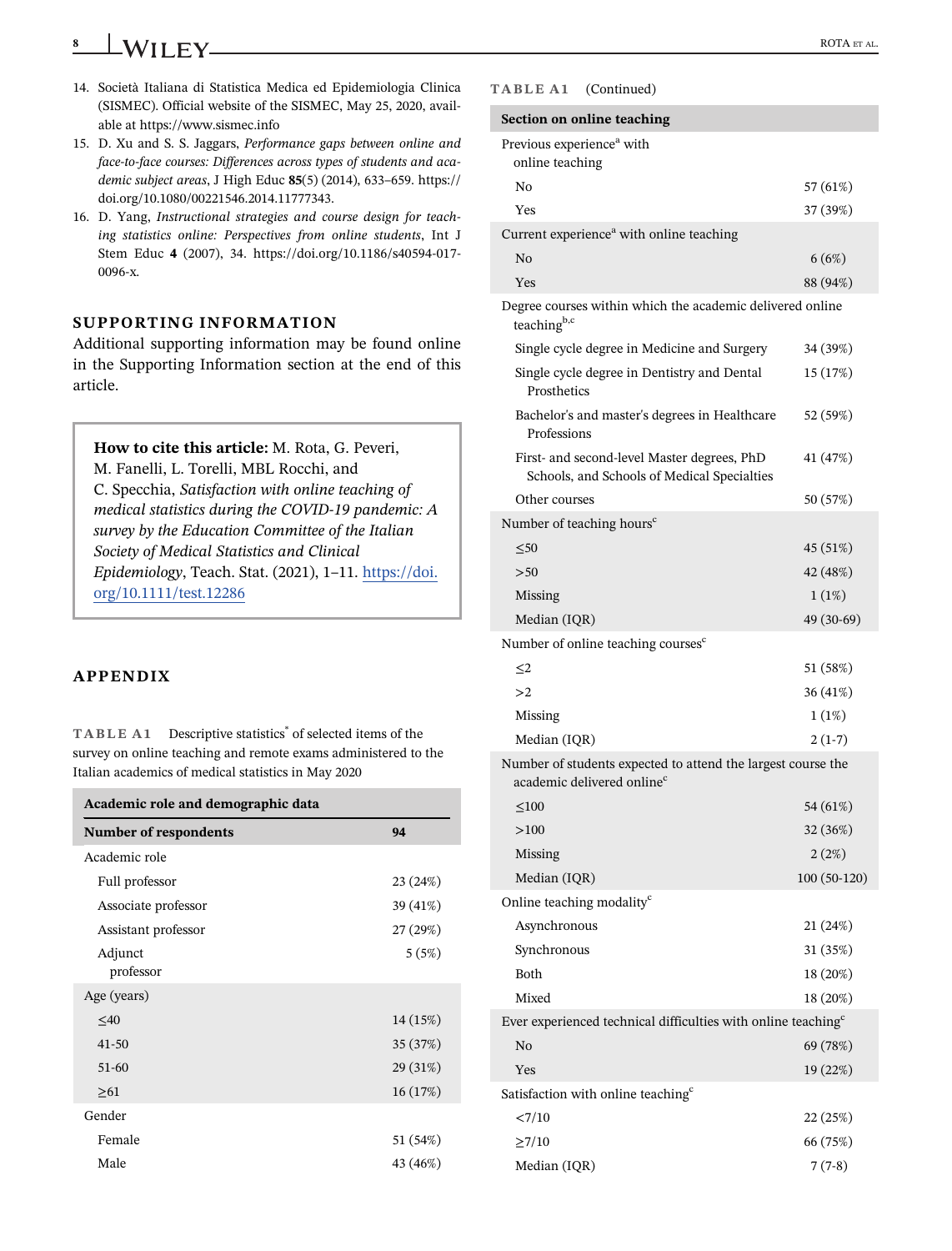14. Società Italiana di Statistica Medica ed Epidemiologia Clinica (SISMEC). Official website of the SISMEC, May 25, 2020, available at https://www.sismec.info
15. D. Xu and S. S. Jaggars, *Performance gaps between online and face-to-face courses: Differences across types of students and academic subject areas*, J High Educ **85**(5) (2014), 633–659. https://doi.org/10.1080/00221546.2014.11777343.
16. D. Yang, *Instructional strategies and course design for teaching statistics online: Perspectives from online students*, Int J Stem Educ **4** (2007), 34. https://doi.org/10.1186/s40594-017-0096-x.

## SUPPORTING INFORMATION

Additional supporting information may be found online in the Supporting Information section at the end of this article.

> **How to cite this article:** M. Rota, G. Peveri, M. Fanelli, L. Torelli, MBL Rocchi, and C. Specchia, *Satisfaction with online teaching of medical statistics during the COVID-19 pandemic: A survey by the Education Committee of the Italian Society of Medical Statistics and Clinical Epidemiology*, Teach. Stat. (2021), 1–11. https://doi.org/10.1111/test.12286

## APPENDIX

TABLE A1 Descriptive statistics* of selected items of the survey on online teaching and remote exams administered to the Italian academics of medical statistics in May 2020

| Academic role and demographic data | |
|---|---|
| **Number of respondents** | **94** |
| Academic role | |
| Full professor | 23 (24%) |
| Associate professor | 39 (41%) |
| Assistant professor | 27 (29%) |
| Adjunct professor | 5 (5%) |
| Age (years) | |
| ≤40 | 14 (15%) |
| 41-50 | 35 (37%) |
| 51-60 | 29 (31%) |
| ≥61 | 16 (17%) |
| Gender | |
| Female | 51 (54%) |
| Male | 43 (46%) |
| **Section on online teaching** | |
| Previous experience[a] with online teaching | |
| No | 57 (61%) |
| Yes | 37 (39%) |
| Current experience[a] with online teaching | |
| No | 6 (6%) |
| Yes | 88 (94%) |
| Degree courses within which the academic delivered online teaching[b,c] | |
| Single cycle degree in Medicine and Surgery | 34 (39%) |
| Single cycle degree in Dentistry and Dental Prosthetics | 15 (17%) |
| Bachelor's and master's degrees in Healthcare Professions | 52 (59%) |
| First- and second-level Master degrees, PhD Schools, and Schools of Medical Specialties | 41 (47%) |
| Other courses | 50 (57%) |
| Number of teaching hours[c] | |
| ≤50 | 45 (51%) |
| >50 | 42 (48%) |
| Missing | 1 (1%) |
| Median (IQR) | 49 (30-69) |
| Number of online teaching courses[c] | |
| ≤2 | 51 (58%) |
| >2 | 36 (41%) |
| Missing | 1 (1%) |
| Median (IQR) | 2 (1-7) |
| Number of students expected to attend the largest course the academic delivered online[c] | |
| ≤100 | 54 (61%) |
| >100 | 32 (36%) |
| Missing | 2 (2%) |
| Median (IQR) | 100 (50-120) |
| Online teaching modality[c] | |
| Asynchronous | 21 (24%) |
| Synchronous | 31 (35%) |
| Both | 18 (20%) |
| Mixed | 18 (20%) |
| Ever experienced technical difficulties with online teaching[c] | |
| No | 69 (78%) |
| Yes | 19 (22%) |
| Satisfaction with online teaching[c] | |
| <7/10 | 22 (25%) |
| ≥7/10 | 66 (75%) |
| Median (IQR) | 7 (7-8) |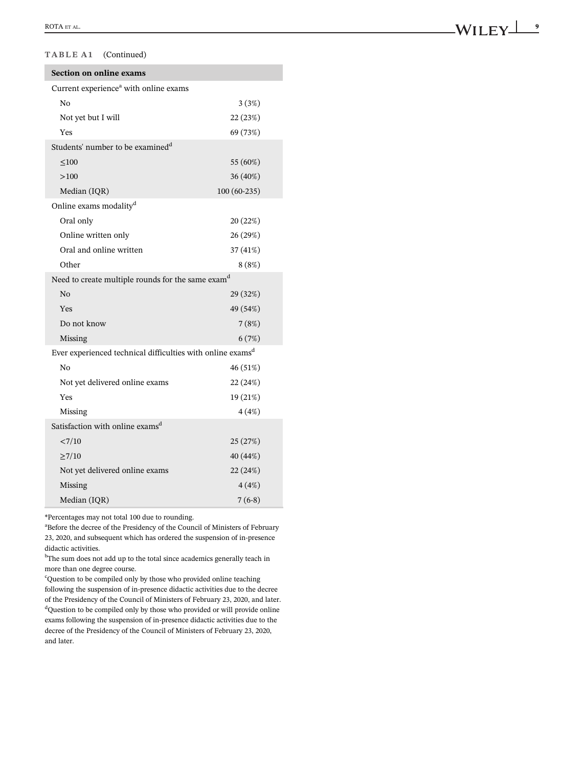**TABLE A1** (Continued)

| **Section on online exams** | |
|---|---|
| Current experience[a] with online exams | |
| No | 3 (3%) |
| Not yet but I will | 22 (23%) |
| Yes | 69 (73%) |
| Students' number to be examined[d] | |
| ≤100 | 55 (60%) |
| >100 | 36 (40%) |
| Median (IQR) | 100 (60-235) |
| Online exams modality[d] | |
| Oral only | 20 (22%) |
| Online written only | 26 (29%) |
| Oral and online written | 37 (41%) |
| Other | 8 (8%) |
| Need to create multiple rounds for the same exam[d] | |
| No | 29 (32%) |
| Yes | 49 (54%) |
| Do not know | 7 (8%) |
| Missing | 6 (7%) |
| Ever experienced technical difficulties with online exams[d] | |
| No | 46 (51%) |
| Not yet delivered online exams | 22 (24%) |
| Yes | 19 (21%) |
| Missing | 4 (4%) |
| Satisfaction with online exams[d] | |
| <7/10 | 25 (27%) |
| ≥7/10 | 40 (44%) |
| Not yet delivered online exams | 22 (24%) |
| Missing | 4 (4%) |
| Median (IQR) | 7 (6-8) |

*Percentages may not total 100 due to rounding.

[a]Before the decree of the Presidency of the Council of Ministers of February 23, 2020, and subsequent which has ordered the suspension of in-presence didactic activities.

[b]The sum does not add up to the total since academics generally teach in more than one degree course.

[c]Question to be compiled only by those who provided online teaching following the suspension of in-presence didactic activities due to the decree of the Presidency of the Council of Ministers of February 23, 2020, and later.

[d]Question to be compiled only by those who provided or will provide online exams following the suspension of in-presence didactic activities due to the decree of the Presidency of the Council of Ministers of February 23, 2020, and later.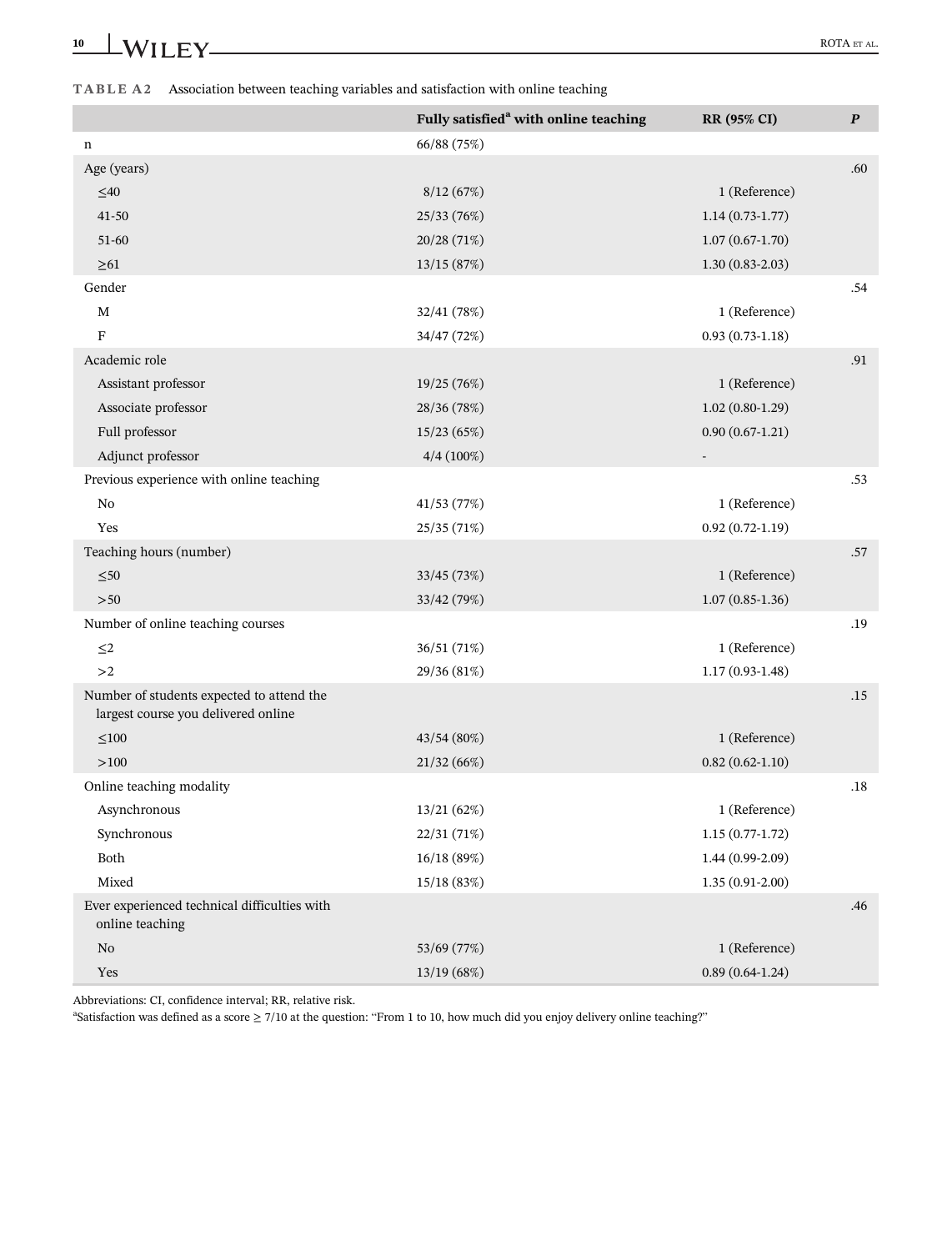**TABLE A2** Association between teaching variables and satisfaction with online teaching

| | Fully satisfied[a] with online teaching | RR (95% CI) | P |
|---|---|---|---|
| n | 66/88 (75%) | | |
| Age (years) | | | .60 |
| ≤40 | 8/12 (67%) | 1 (Reference) | |
| 41-50 | 25/33 (76%) | 1.14 (0.73-1.77) | |
| 51-60 | 20/28 (71%) | 1.07 (0.67-1.70) | |
| ≥61 | 13/15 (87%) | 1.30 (0.83-2.03) | |
| Gender | | | .54 |
| M | 32/41 (78%) | 1 (Reference) | |
| F | 34/47 (72%) | 0.93 (0.73-1.18) | |
| Academic role | | | .91 |
| Assistant professor | 19/25 (76%) | 1 (Reference) | |
| Associate professor | 28/36 (78%) | 1.02 (0.80-1.29) | |
| Full professor | 15/23 (65%) | 0.90 (0.67-1.21) | |
| Adjunct professor | 4/4 (100%) | - | |
| Previous experience with online teaching | | | .53 |
| No | 41/53 (77%) | 1 (Reference) | |
| Yes | 25/35 (71%) | 0.92 (0.72-1.19) | |
| Teaching hours (number) | | | .57 |
| ≤50 | 33/45 (73%) | 1 (Reference) | |
| >50 | 33/42 (79%) | 1.07 (0.85-1.36) | |
| Number of online teaching courses | | | .19 |
| ≤2 | 36/51 (71%) | 1 (Reference) | |
| >2 | 29/36 (81%) | 1.17 (0.93-1.48) | |
| Number of students expected to attend the largest course you delivered online | | | .15 |
| ≤100 | 43/54 (80%) | 1 (Reference) | |
| >100 | 21/32 (66%) | 0.82 (0.62-1.10) | |
| Online teaching modality | | | .18 |
| Asynchronous | 13/21 (62%) | 1 (Reference) | |
| Synchronous | 22/31 (71%) | 1.15 (0.77-1.72) | |
| Both | 16/18 (89%) | 1.44 (0.99-2.09) | |
| Mixed | 15/18 (83%) | 1.35 (0.91-2.00) | |
| Ever experienced technical difficulties with online teaching | | | .46 |
| No | 53/69 (77%) | 1 (Reference) | |
| Yes | 13/19 (68%) | 0.89 (0.64-1.24) | |

Abbreviations: CI, confidence interval; RR, relative risk.

[a]Satisfaction was defined as a score ≥ 7/10 at the question: "From 1 to 10, how much did you enjoy delivery online teaching?"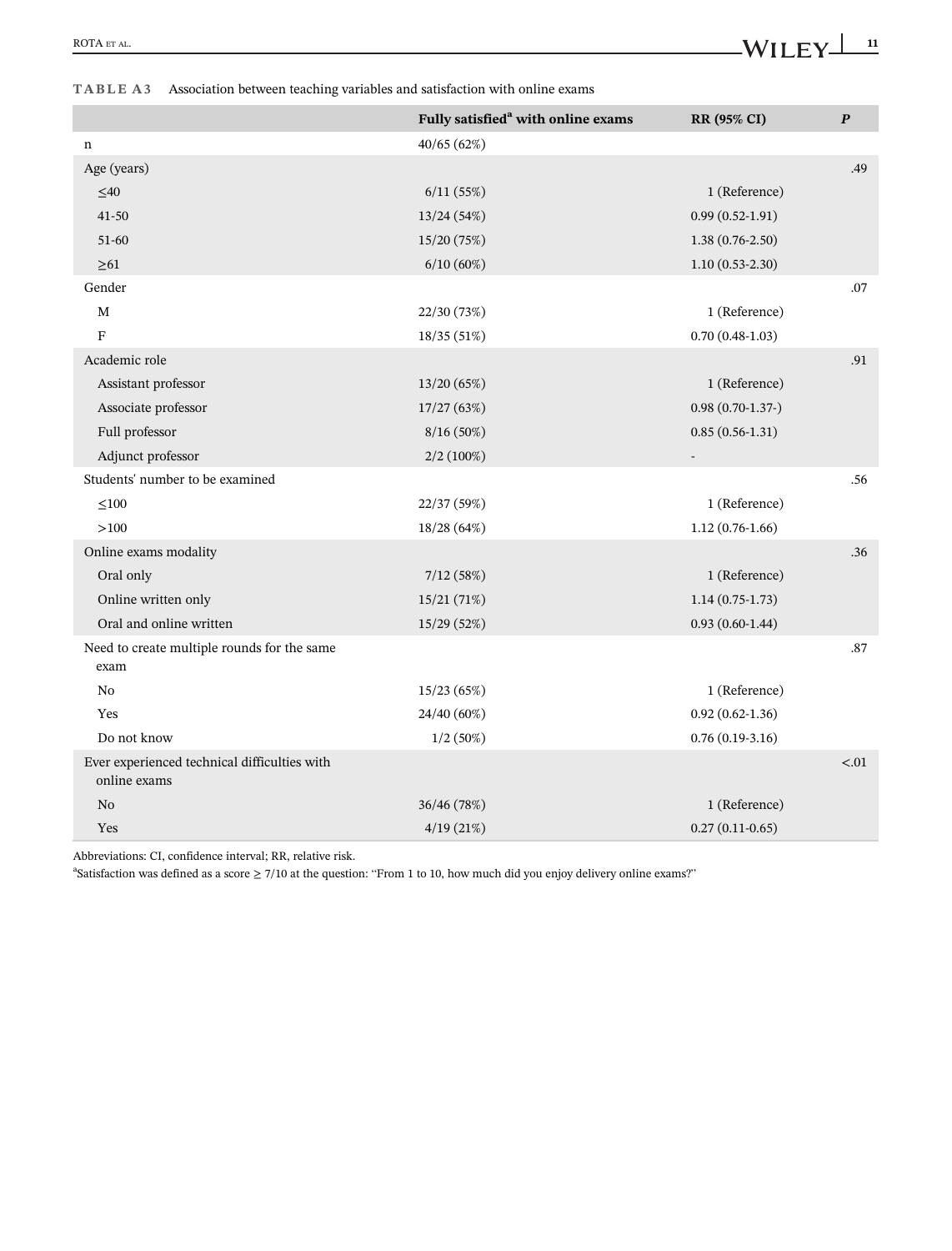**TABLE A3** Association between teaching variables and satisfaction with online exams

| | Fully satisfied[a] with online exams | RR (95% CI) | P |
|---|---|---|---|
| n | 40/65 (62%) | | |
| Age (years) | | | .49 |
| ≤40 | 6/11 (55%) | 1 (Reference) | |
| 41-50 | 13/24 (54%) | 0.99 (0.52-1.91) | |
| 51-60 | 15/20 (75%) | 1.38 (0.76-2.50) | |
| ≥61 | 6/10 (60%) | 1.10 (0.53-2.30) | |
| Gender | | | .07 |
| M | 22/30 (73%) | 1 (Reference) | |
| F | 18/35 (51%) | 0.70 (0.48-1.03) | |
| Academic role | | | .91 |
| Assistant professor | 13/20 (65%) | 1 (Reference) | |
| Associate professor | 17/27 (63%) | 0.98 (0.70-1.37-) | |
| Full professor | 8/16 (50%) | 0.85 (0.56-1.31) | |
| Adjunct professor | 2/2 (100%) | - | |
| Students' number to be examined | | | .56 |
| ≤100 | 22/37 (59%) | 1 (Reference) | |
| >100 | 18/28 (64%) | 1.12 (0.76-1.66) | |
| Online exams modality | | | .36 |
| Oral only | 7/12 (58%) | 1 (Reference) | |
| Online written only | 15/21 (71%) | 1.14 (0.75-1.73) | |
| Oral and online written | 15/29 (52%) | 0.93 (0.60-1.44) | |
| Need to create multiple rounds for the same exam | | | .87 |
| No | 15/23 (65%) | 1 (Reference) | |
| Yes | 24/40 (60%) | 0.92 (0.62-1.36) | |
| Do not know | 1/2 (50%) | 0.76 (0.19-3.16) | |
| Ever experienced technical difficulties with online exams | | | <.01 |
| No | 36/46 (78%) | 1 (Reference) | |
| Yes | 4/19 (21%) | 0.27 (0.11-0.65) | |

Abbreviations: CI, confidence interval; RR, relative risk.

[a]Satisfaction was defined as a score ≥ 7/10 at the question: "From 1 to 10, how much did you enjoy delivery online exams?"